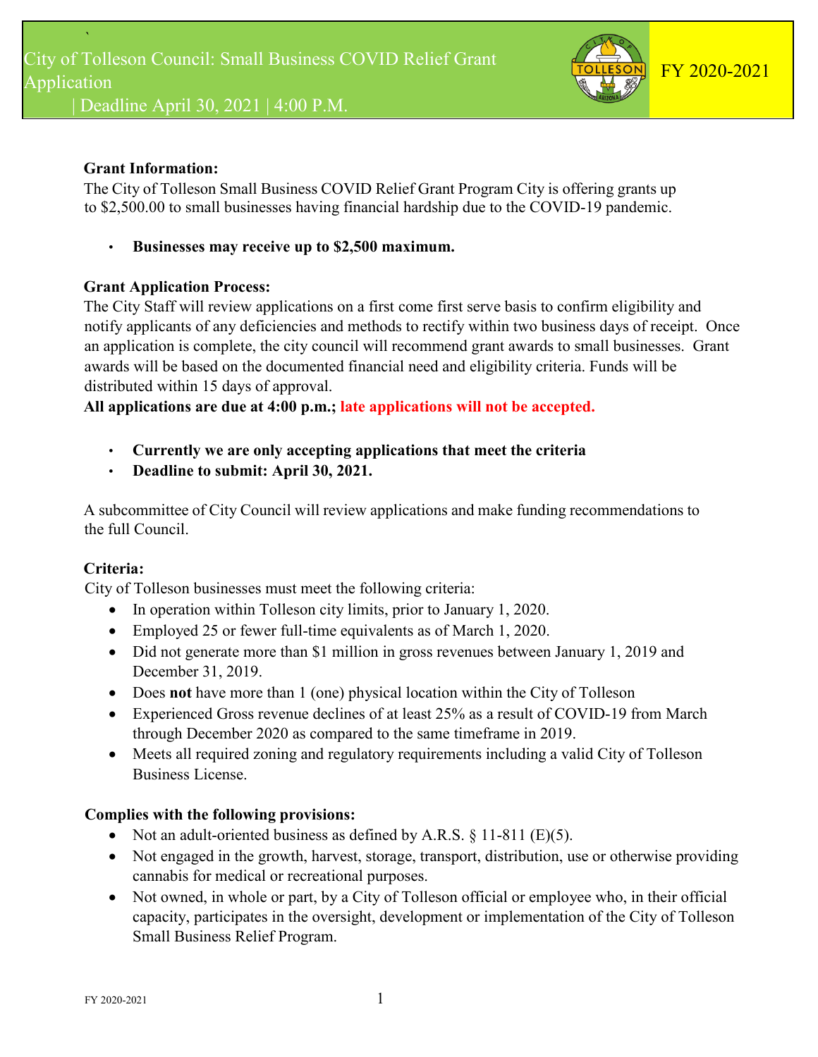# City of Tolleson Council: Small Business COVID Relief Grant Application | Deadline April 30, 2021 | 4:00 P.M.

FY 2020-2021

**Grant Information:**

The City of Tolleson Small Business COVID Relief Grant Program City is offering grants up to $2,500.00 to small businesses having financial hardship due to the COVID-19 pandemic.

- **Businesses may receive up to $2,500 maximum.**

**Grant Application Process:**

The City Staff will review applications on a first come first serve basis to confirm eligibility and notify applicants of any deficiencies and methods to rectify within two business days of receipt. Once an application is complete, the city council will recommend grant awards to small businesses. Grant awards will be based on the documented financial need and eligibility criteria. Funds will be distributed within 15 days of approval.

**All applications are due at 4:00 p.m.; late applications will not be accepted.**

- **Currently we are only accepting applications that meet the criteria**
- **Deadline to submit: April 30, 2021.**

A subcommittee of City Council will review applications and make funding recommendations to the full Council.

**Criteria:**

City of Tolleson businesses must meet the following criteria:

- In operation within Tolleson city limits, prior to January 1, 2020.
- Employed 25 or fewer full-time equivalents as of March 1, 2020.
- Did not generate more than $1 million in gross revenues between January 1, 2019 and December 31, 2019.
- Does **not** have more than 1 (one) physical location within the City of Tolleson
- Experienced Gross revenue declines of at least 25% as a result of COVID-19 from March through December 2020 as compared to the same timeframe in 2019.
- Meets all required zoning and regulatory requirements including a valid City of Tolleson Business License.

**Complies with the following provisions:**

- Not an adult-oriented business as defined by A.R.S. § 11-811 (E)(5).
- Not engaged in the growth, harvest, storage, transport, distribution, use or otherwise providing cannabis for medical or recreational purposes.
- Not owned, in whole or part, by a City of Tolleson official or employee who, in their official capacity, participates in the oversight, development or implementation of the City of Tolleson Small Business Relief Program.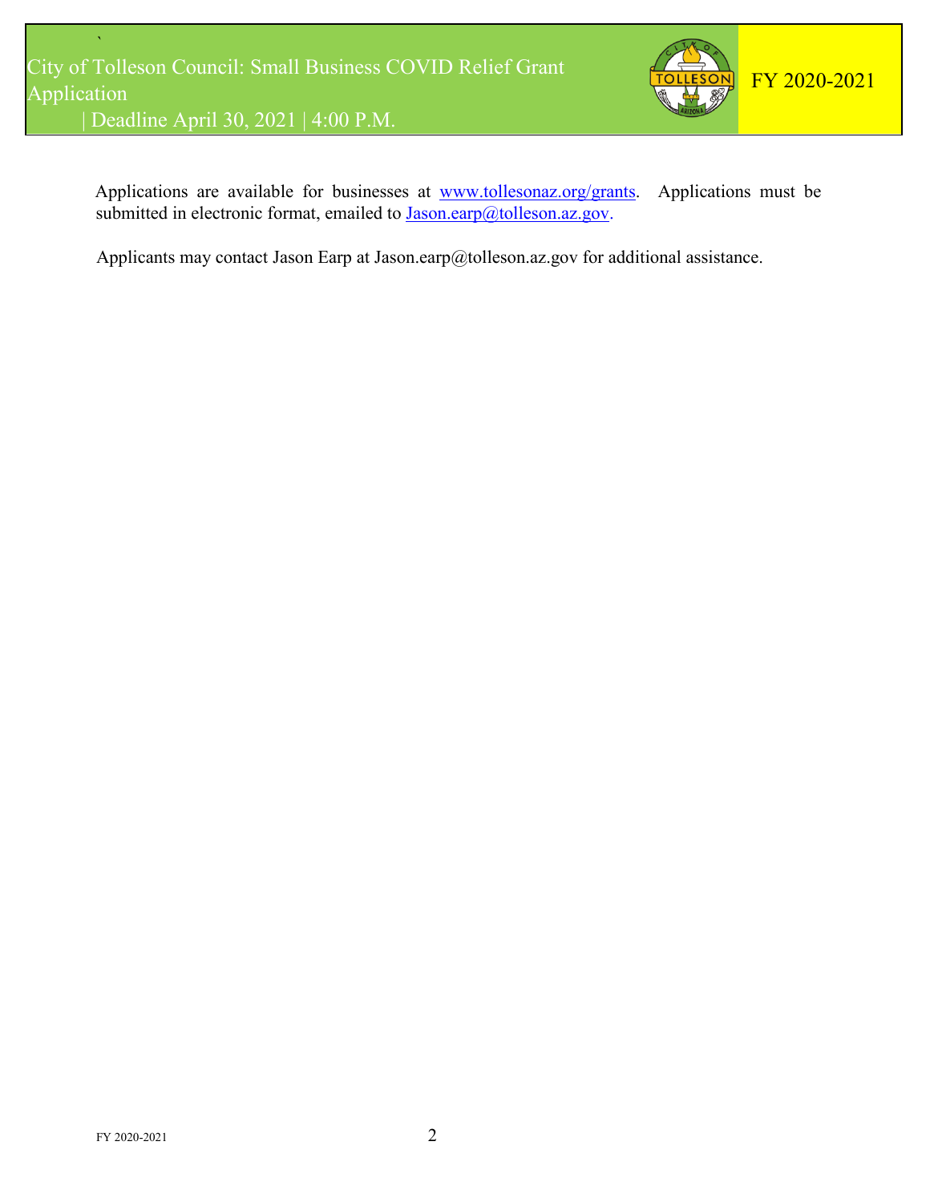Applications are available for businesses at [www.tollesonaz.org/grants](http://www.tollesonaz.org/grants). Applications must be submitted in electronic format, emailed to [Jason.earp@tolleson.az.gov](mailto:Jason.earp@tolleson.az.gov).

Applicants may contact Jason Earp at Jason.earp@tolleson.az.gov for additional assistance.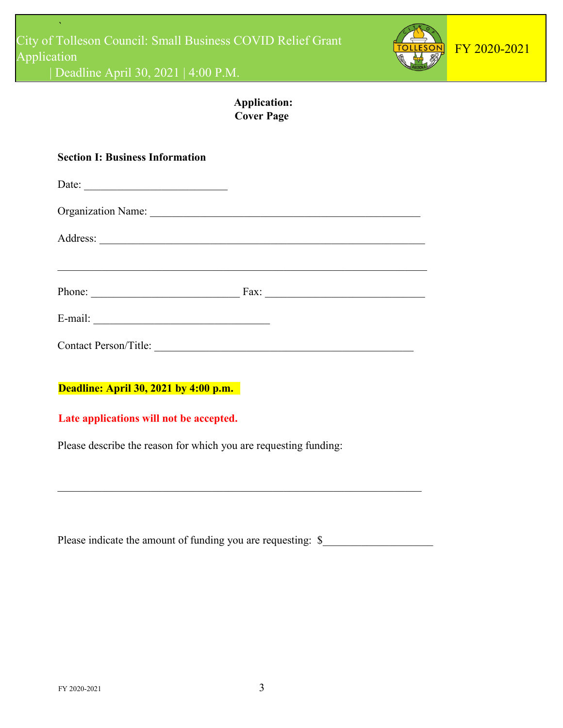City of Tolleson Council: Small Business COVID Relief Grant Application | Deadline April 30, 2021 | 4:00 P.M.

FY 2020-2021

**Application:**
**Cover Page**

**Section I: Business Information**

Date: ___________________________

Organization Name: ___________________________________________________

Address: ____________________________________________________________

_____________________________________________________________________

Phone: ___________________________ Fax: ______________________________

E-mail: _________________________________

Contact Person/Title: ________________________________________________

**Deadline: April 30, 2021 by 4:00 p.m.**

**Late applications will not be accepted.**

Please describe the reason for which you are requesting funding:

_____________________________________________________________________

Please indicate the amount of funding you are requesting: $____________________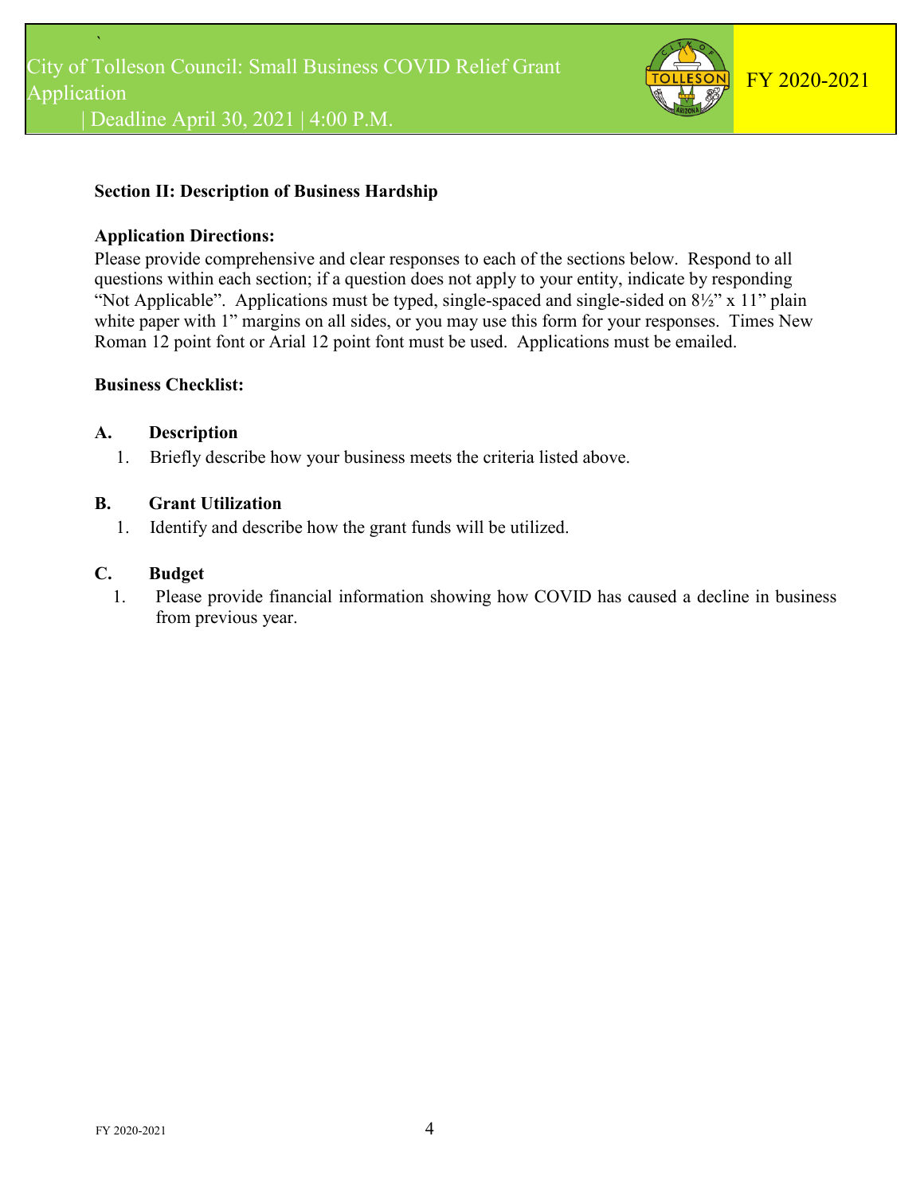### Section II: Description of Business Hardship

**Application Directions:**
Please provide comprehensive and clear responses to each of the sections below. Respond to all questions within each section; if a question does not apply to your entity, indicate by responding "Not Applicable". Applications must be typed, single-spaced and single-sided on 8½" x 11" plain white paper with 1" margins on all sides, or you may use this form for your responses. Times New Roman 12 point font or Arial 12 point font must be used. Applications must be emailed.

**Business Checklist:**

**A. Description**

1. Briefly describe how your business meets the criteria listed above.

**B. Grant Utilization**

1. Identify and describe how the grant funds will be utilized.

**C. Budget**

1. Please provide financial information showing how COVID has caused a decline in business from previous year.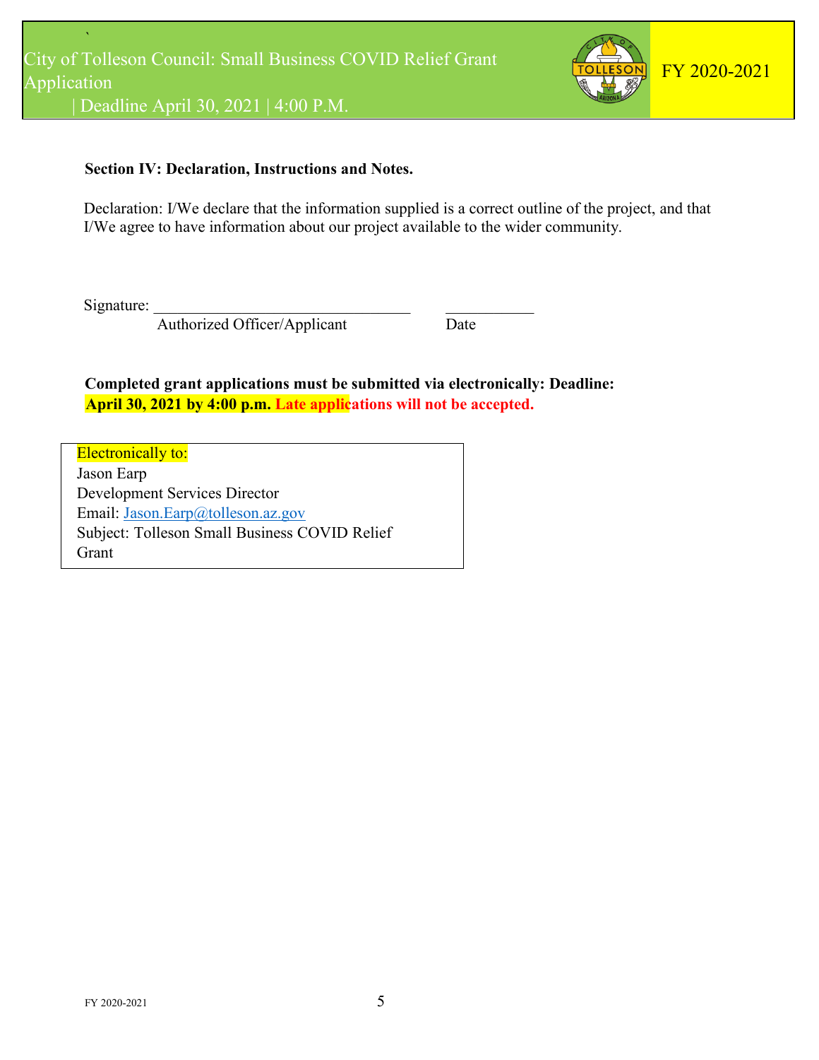### Section IV: Declaration, Instructions and Notes.

Declaration: I/We declare that the information supplied is a correct outline of the project, and that I/We agree to have information about our project available to the wider community.

Signature: ________________________________ ___________

Authorized Officer/Applicant Date

**Completed grant applications must be submitted via electronically: Deadline: April 30, 2021 by 4:00 p.m. Late applications will not be accepted.**

Electronically to:
Jason Earp
Development Services Director
Email: Jason.Earp@tolleson.az.gov
Subject: Tolleson Small Business COVID Relief Grant